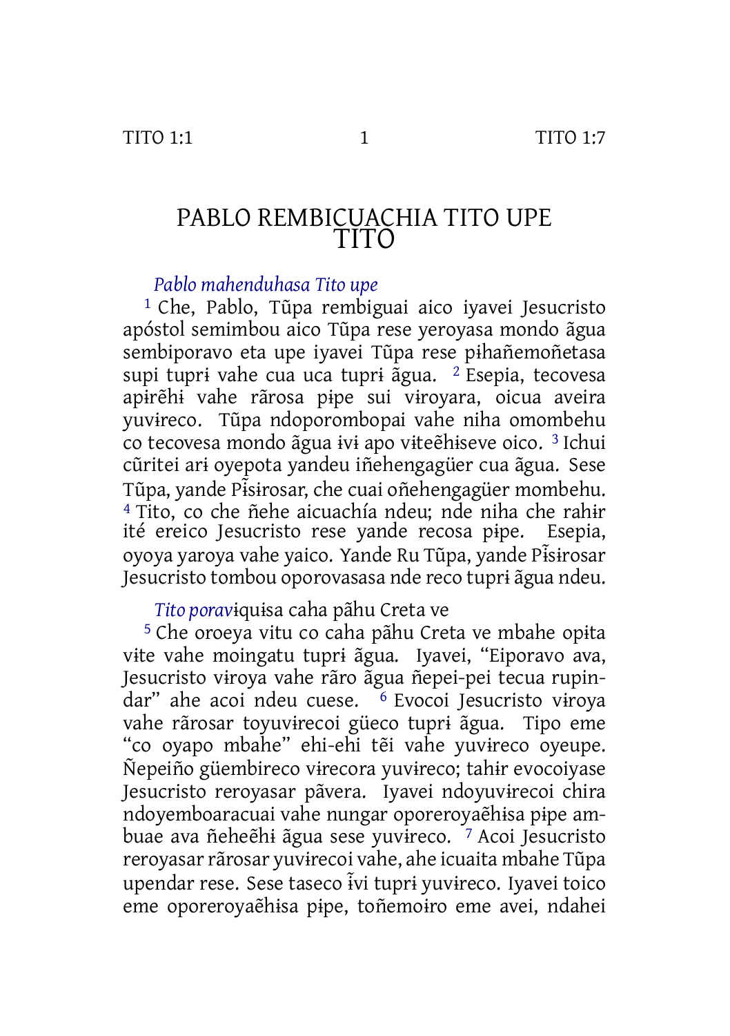# PABLO REMBICUACHIA TITO UPE TITO

*Pablo mahenduhasa Tito upe*

[1] Che, Pablo, Tũpa rembiguai aico iyavei Jesucristo apóstol semimbou aico Tũpa rese yeroyasa mondo ãgua sembiporavo eta upe iyavei Tũpa rese pɨhañemoñetasa supi tuprɨ vahe cua uca tuprɨ ãgua. [2] Esepia, tecovesa apɨrẽhɨ vahe rãrosa pɨpe sui vɨroyara, oicua aveira yuvɨreco. Tũpa ndoporombopai vahe niha omombehu co tecovesa mondo ãgua ɨvɨ apo vɨteẽhɨseve oico. [3] Ichui cũritei arɨ oyepota yandeu iñehengagüer cua ãgua. Sese Tũpa, yande Pɨ̃sɨrosar, che cuai oñehengagüer mombehu. [4] Tito, co che ñehe aicuachía ndeu; nde niha che rahɨr ité ereico Jesucristo rese yande recosa pɨpe. Esepia, oyoya yaroya vahe yaico. Yande Ru Tũpa, yande Pɨ̃sɨrosar Jesucristo tombou oporovasasa nde reco tuprɨ ãgua ndeu.

*Tito poravɨ*quisa caha pãhu Creta ve

[5] Che oroeya vitu co caha pãhu Creta ve mbahe opɨta vɨte vahe moingatu tuprɨ ãgua. Iyavei, "Eiporavo ava, Jesucristo vɨroya vahe rãro ãgua ñepei-pei tecua rupindar" ahe acoi ndeu cuese. [6] Evocoi Jesucristo vɨroya vahe rãrosar toyuvɨrecoi güeco tuprɨ ãgua. Tipo eme "co oyapo mbahe" ehi-ehi tẽi vahe yuvɨreco oyeupe. Ñepeiño güembireco vɨrecora yuvɨreco; tahɨr evocoiyase Jesucristo reroyasar pãvera. Iyavei ndoyuvɨrecoi chira ndoyemboaracuai vahe nungar oporeroyaẽhɨsa pɨpe ambuae ava ñeheẽhɨ ãgua sese yuvɨreco. [7] Acoi Jesucristo reroyasar rãrosar yuvɨrecoi vahe, ahe icuaita mbahe Tũpa upendar rese. Sese taseco ɨ̃vi tuprɨ yuvɨreco. Iyavei toico eme oporeroyaẽhɨsa pɨpe, toñemoɨro eme avei, ndahei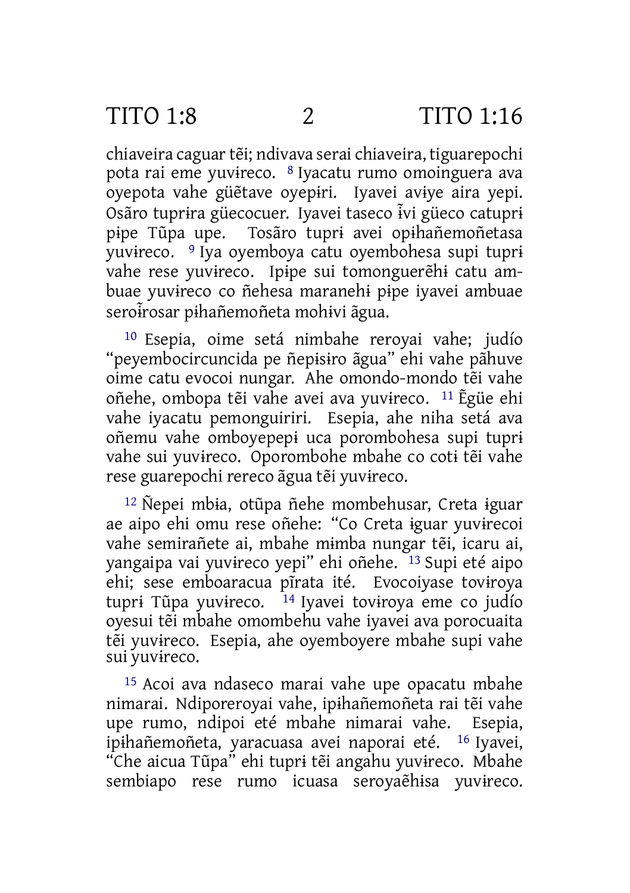chiaveira caguar tẽi; ndivava serai chiaveira, tiguarepochi pota rai eme yuvɨreco. [8] Iyacatu rumo omoinguera ava oyepota vahe güẽtave oyepɨri. Iyavei avɨye aira yepi. Osãro tuprɨra güecocuer. Iyavei taseco ɨ̃vi güeco catuprɨ pɨpe Tũpa upe. Tosãro tuprɨ avei opɨhañemoñetasa yuvɨreco. [9] Iya oyemboya catu oyembohesa supi tuprɨ vahe rese yuvɨreco. Ipɨpe sui tomonguerẽhɨ catu ambuae yuvɨreco co ñehesa maranehɨ pɨpe iyavei ambuae seroɨ̃rosar pɨhañemoñeta mohɨvi ãgua.

[10] Esepia, oime setá nimbahe reroyai vahe; judío "peyembocircuncida pe ñepɨsɨro ãgua" ehi vahe pãhuve oime catu evocoi nungar. Ahe omondo-mondo tẽi vahe oñehe, ombopa tẽi vahe avei ava yuvɨreco. [11] Ẽgüe ehi vahe iyacatu pemonguiriri. Esepia, ahe niha setá ava oñemu vahe omboyepepɨ uca porombohesa supi tuprɨ vahe sui yuvɨreco. Oporombohe mbahe co cotɨ tẽi vahe rese guarepochi rereco ãgua tẽi yuvɨreco.

[12] Ñepei mbɨa, otũpa ñehe mombehusar, Creta ɨguar ae aipo ehi omu rese oñehe: "Co Creta ɨguar yuvɨrecoi vahe semirañete ai, mbahe mɨmba nungar tẽi, icaru ai, yangaipa vai yuvɨreco yepi" ehi oñehe. [13] Supi eté aipo ehi; sese emboaracua pɨ̃rata ité. Evocoiyase tovɨroya tuprɨ Tũpa yuvɨreco. [14] Iyavei tovɨroya eme co judío oyesui tẽi mbahe omombehu vahe iyavei ava porocuaita tẽi yuvɨreco. Esepia, ahe oyemboyere mbahe supi vahe sui yuvɨreco.

[15] Acoi ava ndaseco marai vahe upe opacatu mbahe nimarai. Ndiporeroyai vahe, ipɨhañemoñeta rai tẽi vahe upe rumo, ndipoi eté mbahe nimarai vahe. Esepia, ipɨhañemoñeta, yaracuasa avei naporai eté. [16] Iyavei, "Che aicua Tũpa" ehi tuprɨ tẽi angahu yuvɨreco. Mbahe sembiapo rese rumo icuasa seroyaẽhɨsa yuvɨreco.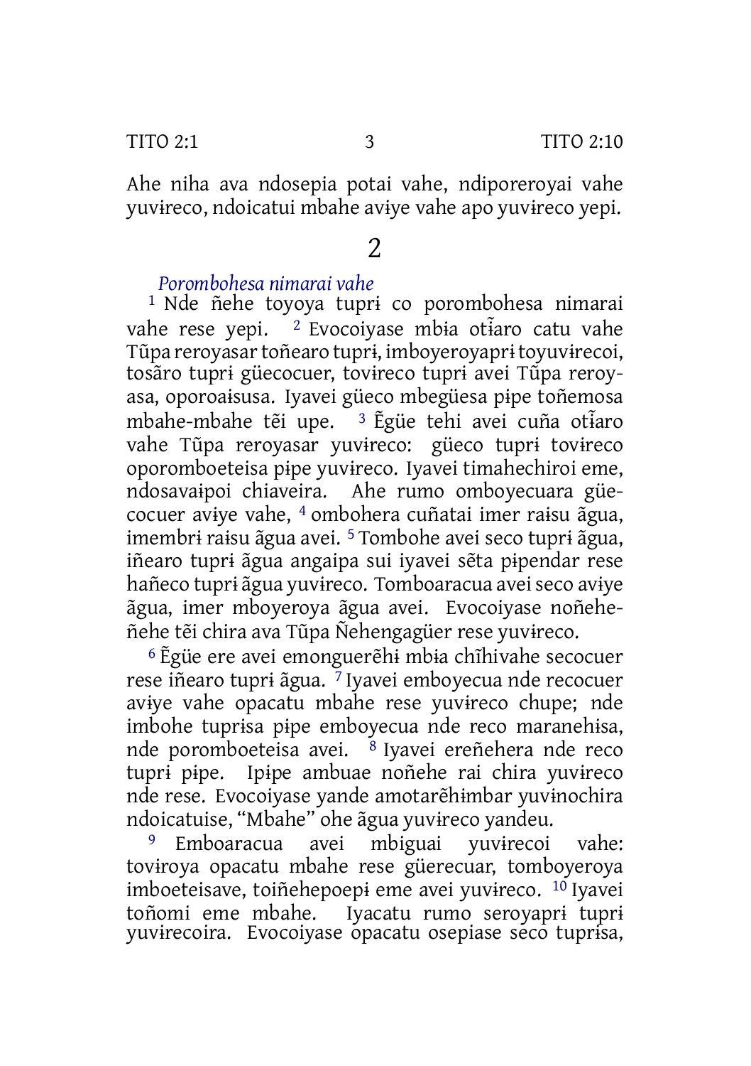Ahe niha ava ndosepia potai vahe, ndiporeroyai vahe yuvɨreco, ndoicatui mbahe avɨye vahe apo yuvɨreco yepi.

## 2

*Porombohesa nimarai vahe*

[1] Nde ñehe toyoya tuprɨ co porombohesa nimarai vahe rese yepi. [2] Evocoiyase mbɨa otĩaro catu vahe Tũpa reroyasar toñearo tuprɨ, imboyeroyaprɨ toyuvɨrecoi, tosãro tuprɨ güecocuer, tovɨreco tuprɨ avei Tũpa reroyasa, oporoaɨsusa. Iyavei güeco mbegüesa pɨpe toñemosa mbahe-mbahe tẽi upe. [3] Ẽgüe tehi avei cuña otĩaro vahe Tũpa reroyasar yuvɨreco: güeco tuprɨ tovɨreco oporomboeteisa pɨpe yuvɨreco. Iyavei timahechiroi eme, ndosavaɨpoi chiaveira. Ahe rumo omboyecuara güecocuer avɨye vahe, [4] ombohera cuñatai imer raɨsu ãgua, imembrɨ raɨsu ãgua avei. [5] Tombohe avei seco tuprɨ ãgua, iñearo tuprɨ ãgua angaipa sui iyavei sẽta pɨpendar rese hañeco tuprɨ ãgua yuvɨreco. Tomboaracua avei seco avɨye ãgua, imer mboyeroya ãgua avei. Evocoiyase noñehe-ñehe tẽi chira ava Tũpa Ñehengagüer rese yuvɨreco.

[6] Ẽgüe ere avei emonguerẽhɨ mbɨa chĩhivahe secocuer rese iñearo tuprɨ ãgua. [7] Iyavei emboyecua nde recocuer avɨye vahe opacatu mbahe rese yuvɨreco chupe; nde imbohe tuprɨsa pɨpe emboyecua nde reco maranehɨsa, nde porombopeteisa avei. [8] Iyavei ereñehera nde reco tuprɨ pɨpe. Ipɨpe ambuae noñehe rai chira yuvɨreco nde rese. Evocoiyase yande amotarẽhɨmbar yuvɨnochira ndoicatuise, "Mbahe" ohe ãgua yuvɨreco yandeu.

[9] Emboaracua avei mbiguai yuvɨrecoi vahe: tovɨroya opacatu mbahe rese güerecuar, tomboyeroya imboeteisave, toiñehepoepɨ eme avei yuvɨreco. [10] Iyavei toñomi eme mbahe. Iyacatu rumo seroyaprɨ tuprɨ yuvɨrecoira. Evocoiyase opacatu osepiase seco tuprɨsa,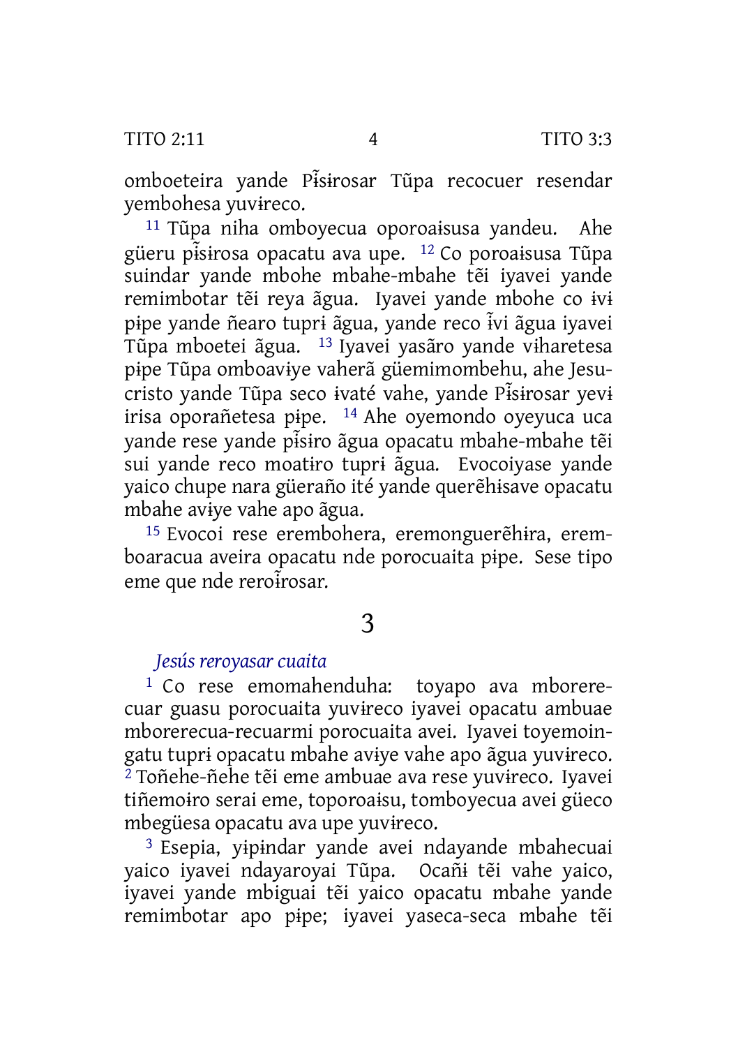omboeteira yande Pɨ̃sɨrosar Tũpa recocuer resendar yembohesa yuvɨreco.

[11] Tũpa niha omboyecua oporoaɨsusa yandeu. Ahe güeru pɨ̃sɨrosa opacatu ava upe. [12] Co poroaɨsusa Tũpa suindar yande mbohe mbahe-mbahe tẽi iyavei yande remimbotar tẽi reya ãgua. Iyavei yande mbohe co ɨvɨ pɨpe yande ñearo tuprɨ ãgua, yande reco ɨ̃vi ãgua iyavei Tũpa mboetei ãgua. [13] Iyavei yasãro yande vɨharetesa pɨpe Tũpa omboavɨye vaherã güemimombehu, ahe Jesucristo yande Tũpa seco ɨvaté vahe, yande Pɨ̃sɨrosar yevɨ irisa oporañetesa pɨpe. [14] Ahe oyemondo oyeyuca uca yande rese yande pɨ̃sɨro ãgua opacatu mbahe-mbahe tẽi sui yande reco moatɨro tuprɨ ãgua. Evocoiyase yande yaico chupe nara güeraño ité yande querẽhɨsave opacatu mbahe avɨye vahe apo ãgua.

[15] Evocoi rese erembohera, eremonguerẽhɨra, eremboaracua aveira opacatu nde porocuaita pɨpe. Sese tipo eme que nde reroɨ̃rosar.

# 3

### *Jesús reroyasar cuaita*

[1] Co rese emomahenduha: toyapo ava mborerecuar guasu porocuaita yuvɨreco iyavei opacatu ambuae mborerecua-recuarmi porocuaita avei. Iyavei toyemoingatu tuprɨ opacatu mbahe avɨye vahe apo ãgua yuvɨreco.
[2] Toñehe-ñehe tẽi eme ambuae ava rese yuvɨreco. Iyavei tiñemoɨro serai eme, toporoaɨsu, tomboyecua avei güeco mbegüesa opacatu ava upe yuvɨreco.

[3] Esepia, yɨpɨndar yande avei ndayande mbahecuai yaico iyavei ndayaroyai Tũpa. Ocañɨ tẽi vahe yaico, iyavei yande mbiguai tẽi yaico opacatu mbahe yande remimbotar apo pɨpe; iyavei yaseca-seca mbahe tẽi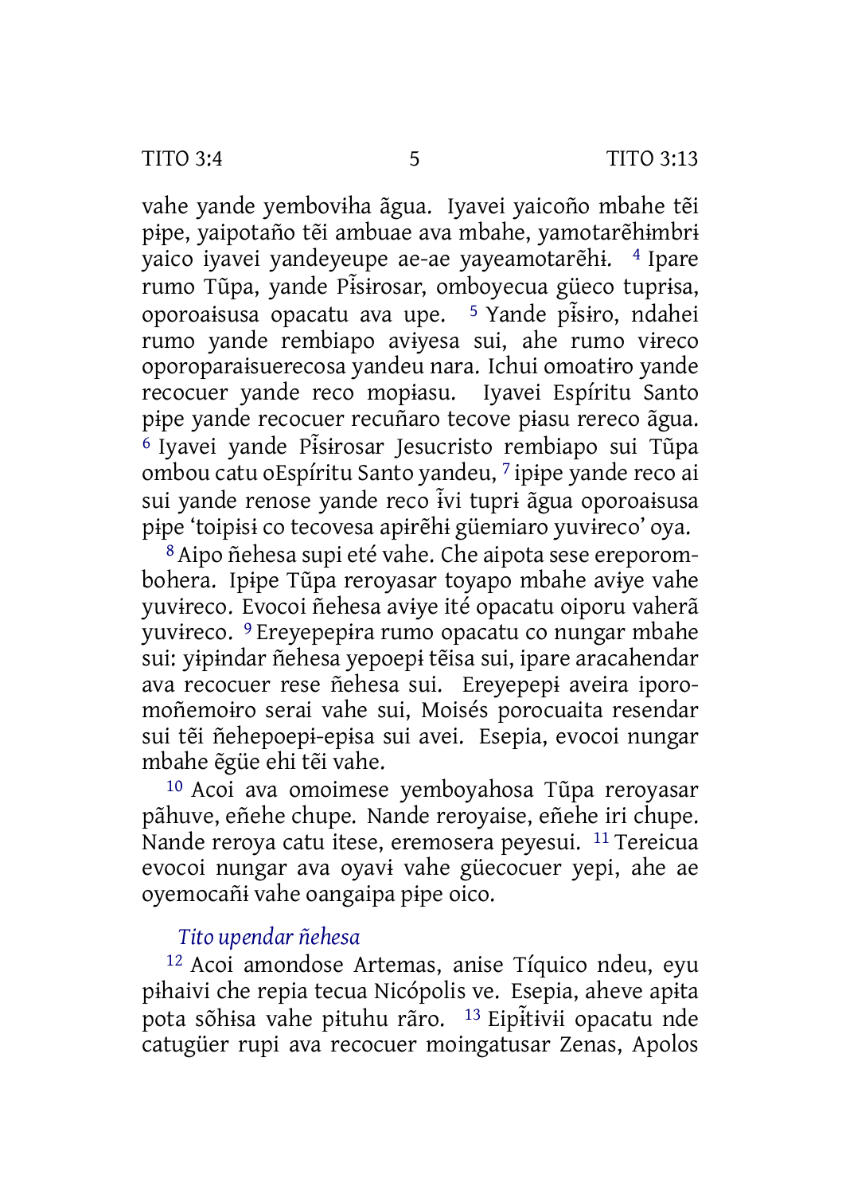vahe yande yembovɨha ãgua. Iyavei yaicoño mbahe tẽi pɨpe, yaipotaño tẽi ambuae ava mbahe, yamotarẽhɨmbrɨ yaico iyavei yandeyeupe ae-ae yayeamotarẽhɨ. [4] Ipare rumo Tũpa, yande Pĩsɨrosar, omboyecua güeco tuprɨsa, oporoaɨsusa opacatu ava upe. [5] Yande pĩsɨro, ndahei rumo yande rembiapo avɨyesa sui, ahe rumo vɨreco oporoparaɨsuerecosa yandeu nara. Ichui omoatɨro yande recocuer yande reco mopɨasu. Iyavei Espíritu Santo pɨpe yande recocuer recuñaro tecove pɨasu rereco ãgua. [6] Iyavei yande Pĩsɨrosar Jesucristo rembiapo sui Tũpa ombou catu oEspíritu Santo yandeu, [7] ipɨpe yande reco ai sui yande renose yande reco ĩvi tuprɨ ãgua oporoaɨsusa pɨpe 'toipɨsɨ co tecovesa apɨrẽhɨ güemiaro yuvɨreco' oya.

[8] Aipo ñehesa supi eté vahe. Che aipota sese ereporombohera. Ipɨpe Tũpa reroyasar toyapo mbahe avɨye vahe yuvɨreco. Evocoi ñehesa avɨye ité opacatu oiporu vaherã yuvɨreco. [9] Ereyepepɨra rumo opacatu co nungar mbahe sui: yɨpɨndar ñehesa yepoepɨ tẽisa sui, ipare aracahendar ava recocuer rese ñehesa sui. Ereyepepɨ aveira iporomoñemoɨro serai vahe sui, Moisés porocuaita resendar sui tẽi ñehepoepɨ-epɨsa sui avei. Esepia, evocoi nungar mbahe ẽgüe ehi tẽi vahe.

[10] Acoi ava omoimese yemboyahosa Tũpa reroyasar pãhuve, eñehe chupe. Nande reroyaise, eñehe iri chupe. Nande reroya catu itese, eremosera peyesui. [11] Tereicua evocoi nungar ava oyavɨ vahe güecocuer yepi, ahe ae oyemocañɨ vahe oangaipa pɨpe oico.

### *Tito upendar ñehesa*

[12] Acoi amondose Artemas, anise Tíquico ndeu, eyu pɨhaivi che repia tecua Nicópolis ve. Esepia, aheve apɨta pota sõhɨsa vahe pɨtuhu rãro. [13] Eipĩtɨvii opacatu nde catugüer rupi ava recocuer moingatusar Zenas, Apolos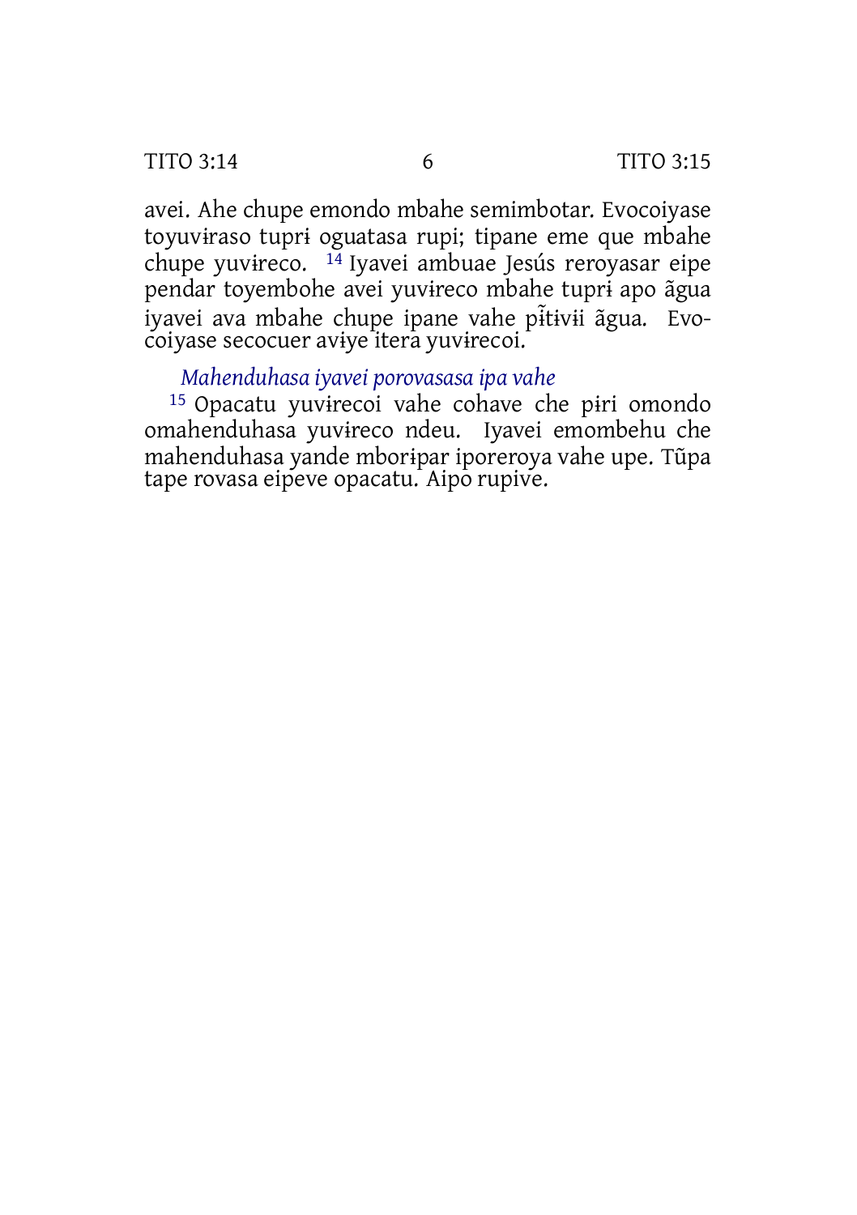avei. Ahe chupe emondo mbahe semimbotar. Evocoiyase toyuvɨraso tuprɨ oguatasa rupi; tipane eme que mbahe chupe yuvɨreco. [14] Iyavei ambuae Jesús reroyasar eipe pendar toyembohe avei yuvɨreco mbahe tuprɨ apo ãgua iyavei ava mbahe chupe ipane vahe pɨ̃tɨvɨɨ ãgua. Evocoiyase secocuer avɨye itera yuvɨrecoi.

### *Mahenduhasa iyavei porovasasa ipa vahe*

[15] Opacatu yuvɨrecoi vahe cohave che pɨri omondo omahenduhasa yuvɨreco ndeu. Iyavei emombehu che mahenduhasa yande mborɨpar iporeroya vahe upe. Tũpa tape rovasa eipeve opacatu. Aipo rupive.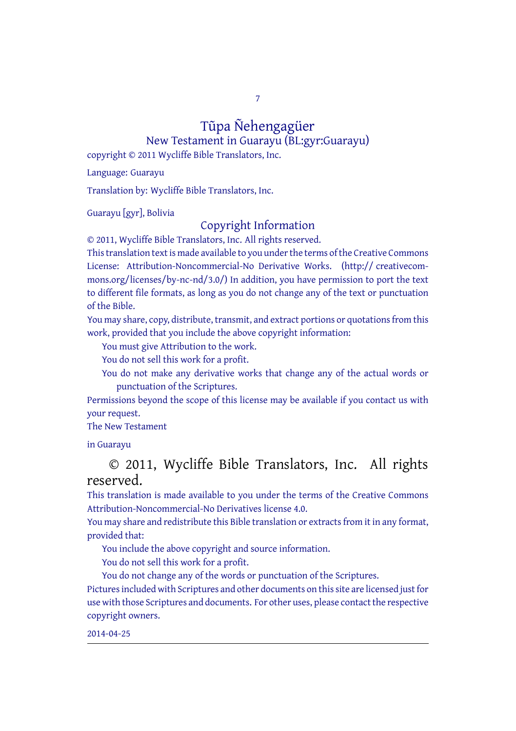# Tũpa Ñehengagüer

## New Testament in Guarayu (BL:gyr:Guarayu)

copyright © 2011 Wycliffe Bible Translators, Inc.

Language: Guarayu

Translation by: Wycliffe Bible Translators, Inc.

Guarayu [gyr], Bolivia

## Copyright Information

© 2011, Wycliffe Bible Translators, Inc. All rights reserved.

This translation text is made available to you under the terms of the Creative Commons License: Attribution-Noncommercial-No Derivative Works. (http:// creativecommons.org/licenses/by-nc-nd/3.0/) In addition, you have permission to port the text to different file formats, as long as you do not change any of the text or punctuation of the Bible.

You may share, copy, distribute, transmit, and extract portions or quotations from this work, provided that you include the above copyright information:

- You must give Attribution to the work.
- You do not sell this work for a profit.
- You do not make any derivative works that change any of the actual words or punctuation of the Scriptures.

Permissions beyond the scope of this license may be available if you contact us with your request.

The New Testament

in Guarayu

© 2011, Wycliffe Bible Translators, Inc. All rights reserved.

This translation is made available to you under the terms of the Creative Commons Attribution-Noncommercial-No Derivatives license 4.0.

You may share and redistribute this Bible translation or extracts from it in any format, provided that:

- You include the above copyright and source information.
- You do not sell this work for a profit.
- You do not change any of the words or punctuation of the Scriptures.

Pictures included with Scriptures and other documents on this site are licensed just for use with those Scriptures and documents. For other uses, please contact the respective copyright owners.

2014-04-25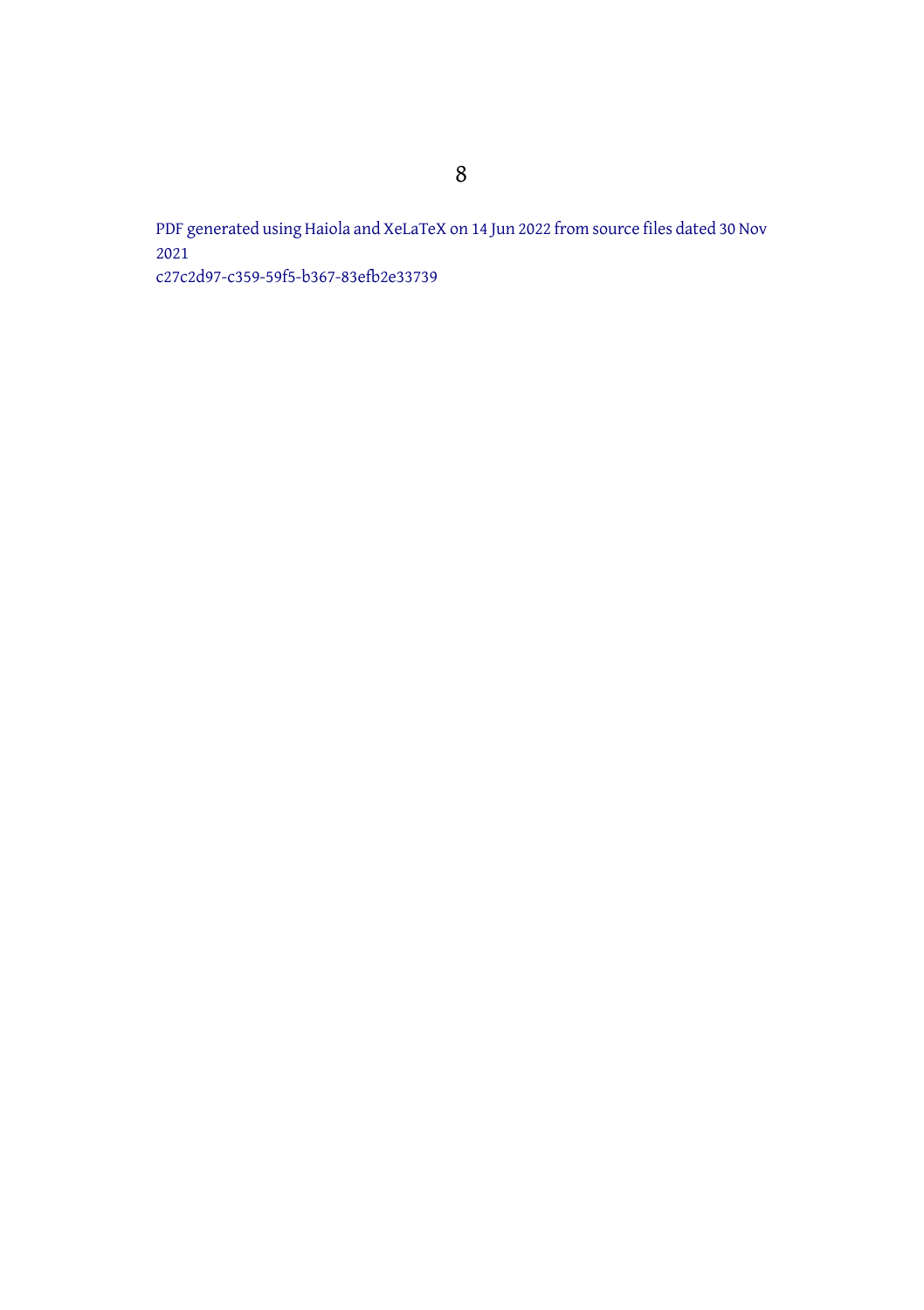PDF generated using Haiola and XeLaTeX on 14 Jun 2022 from source files dated 30 Nov 2021
c27c2d97-c359-59f5-b367-83efb2e33739